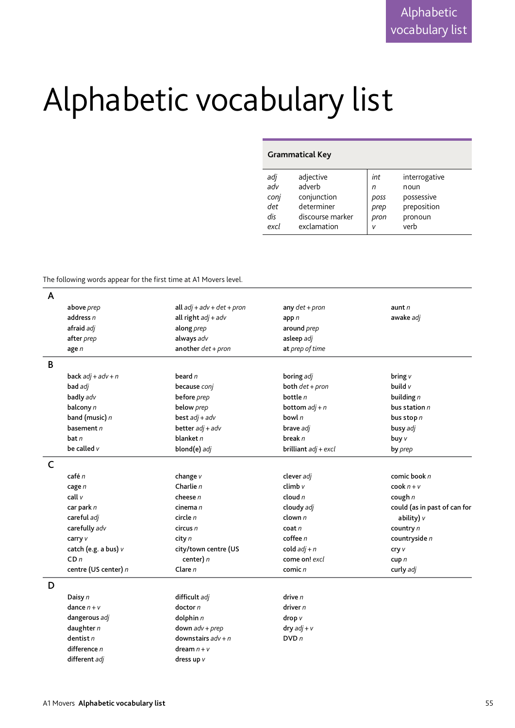# Alphabetic vocabulary list

**Grammatical Key**

| | | | |
|---|---|---|---|
| *adj* | adjective | *int* | interrogative |
| *adv* | adverb | *n* | noun |
| *conj* | conjunction | *poss* | possessive |
| *det* | determiner | *prep* | preposition |
| *dis* | discourse marker | *pron* | pronoun |
| *excl* | exclamation | *v* | verb |

The following words appear for the first time at A1 Movers level.

## A

**above** *prep*
**address** *n*
**afraid** *adj*
**after** *prep*
**age** *n*
**all** *adj + adv + det + pron*
**all right** *adj + adv*
**along** *prep*
**always** *adv*
**another** *det + pron*
**any** *det + pron*
**app** *n*
**around** *prep*
**asleep** *adj*
**at** *prep of time*
**aunt** *n*
**awake** *adj*

## B

**back** *adj + adv + n*
**bad** *adj*
**badly** *adv*
**balcony** *n*
**band (music)** *n*
**basement** *n*
**bat** *n*
**be called** *v*
**beard** *n*
**because** *conj*
**before** *prep*
**below** *prep*
**best** *adj + adv*
**better** *adj + adv*
**blanket** *n*
**blond(e)** *adj*
**boring** *adj*
**both** *det + pron*
**bottle** *n*
**bottom** *adj + n*
**bowl** *n*
**brave** *adj*
**break** *n*
**brilliant** *adj + excl*
**bring** *v*
**build** *v*
**building** *n*
**bus station** *n*
**bus stop** *n*
**busy** *adj*
**buy** *v*
**by** *prep*

## C

**café** *n*
**cage** *n*
**call** *v*
**car park** *n*
**careful** *adj*
**carefully** *adv*
**carry** *v*
**catch (e.g. a bus)** *v*
**CD** *n*
**centre (US center)** *n*
**change** *v*
**Charlie** *n*
**cheese** *n*
**cinema** *n*
**circle** *n*
**circus** *n*
**city** *n*
**city/town centre (US center)** *n*
**Clare** *n*
**clever** *adj*
**climb** *v*
**cloud** *n*
**cloudy** *adj*
**clown** *n*
**coat** *n*
**coffee** *n*
**cold** *adj + n*
**come on!** *excl*
**comic** *n*
**comic book** *n*
**cook** *n + v*
**cough** *n*
**could (as in past of can for ability)** *v*
**country** *n*
**countryside** *n*
**cry** *v*
**cup** *n*
**curly** *adj*

## D

**Daisy** *n*
**dance** *n + v*
**dangerous** *adj*
**daughter** *n*
**dentist** *n*
**difference** *n*
**different** *adj*
**difficult** *adj*
**doctor** *n*
**dolphin** *n*
**down** *adv + prep*
**downstairs** *adv + n*
**dream** *n + v*
**dress up** *v*
**drive** *n*
**driver** *n*
**drop** *v*
**dry** *adj + v*
**DVD** *n*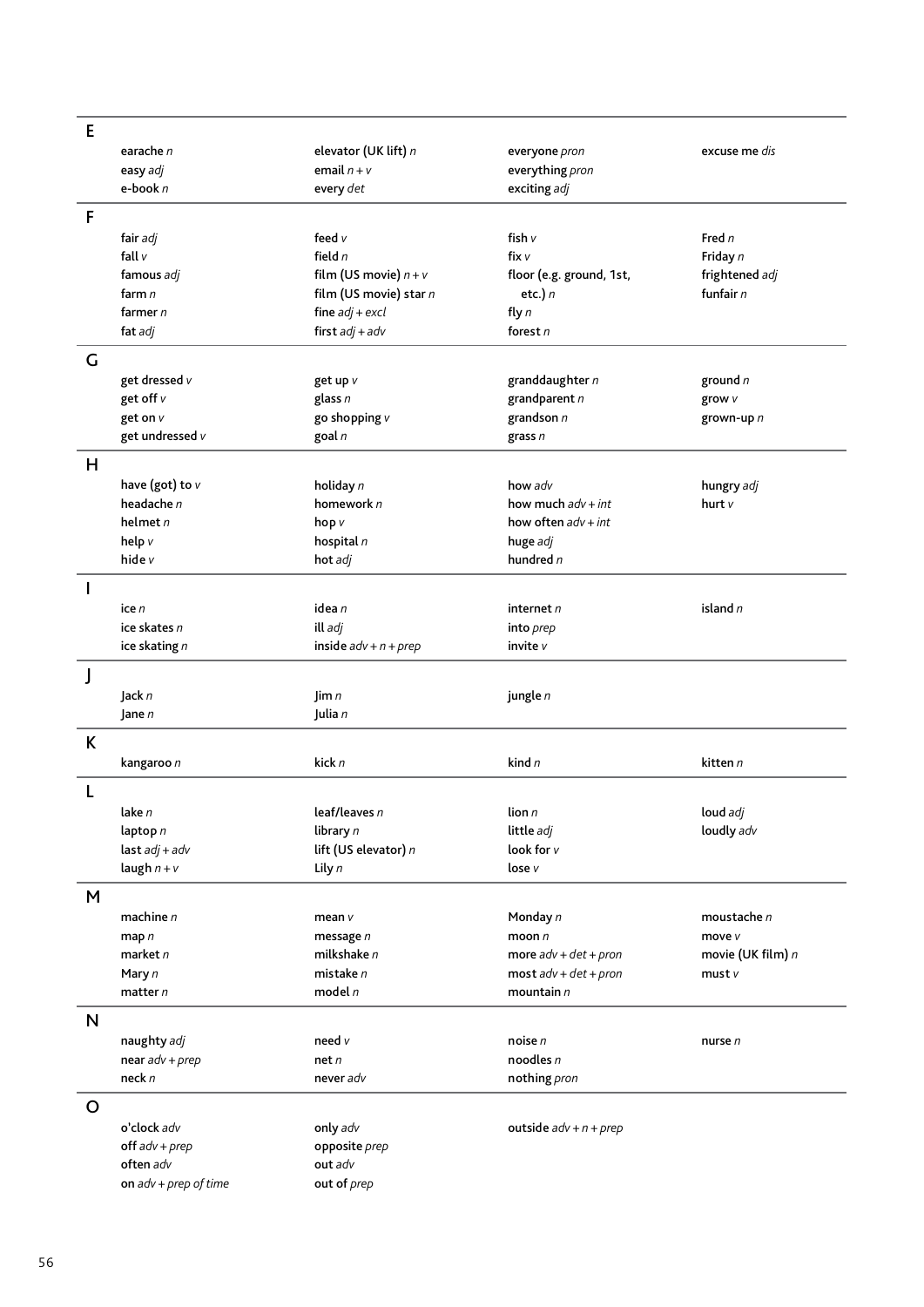## E

**earache** *n*
**easy** *adj*
**e-book** *n*
**elevator (UK lift)** *n*
**email** *n + v*
**every** *det*
**everyone** *pron*
**everything** *pron*
**exciting** *adj*
**excuse me** *dis*

## F

**fair** *adj*
**fall** *v*
**famous** *adj*
**farm** *n*
**farmer** *n*
**fat** *adj*
**feed** *v*
**field** *n*
**film (US movie)** *n + v*
**film (US movie) star** *n*
**fine** *adj + excl*
**first** *adj + adv*
**fish** *v*
**fix** *v*
**floor (e.g. ground, 1st, etc.)** *n*
**fly** *n*
**forest** *n*
**Fred** *n*
**Friday** *n*
**frightened** *adj*
**funfair** *n*

## G

**get dressed** *v*
**get off** *v*
**get on** *v*
**get undressed** *v*
**get up** *v*
**glass** *n*
**go shopping** *v*
**goal** *n*
**granddaughter** *n*
**grandparent** *n*
**grandson** *n*
**grass** *n*
**ground** *n*
**grow** *v*
**grown-up** *n*

## H

**have (got) to** *v*
**headache** *n*
**helmet** *n*
**help** *v*
**hide** *v*
**holiday** *n*
**homework** *n*
**hop** *v*
**hospital** *n*
**hot** *adj*
**how** *adv*
**how much** *adv + int*
**how often** *adv + int*
**huge** *adj*
**hundred** *n*
**hungry** *adj*
**hurt** *v*

## I

**ice** *n*
**ice skates** *n*
**ice skating** *n*
**idea** *n*
**ill** *adj*
**inside** *adv + n + prep*
**internet** *n*
**into** *prep*
**invite** *v*
**island** *n*

## J

**Jack** *n*
**Jane** *n*
**Jim** *n*
**Julia** *n*
**jungle** *n*

## K

**kangaroo** *n*
**kick** *n*
**kind** *n*
**kitten** *n*

## L

**lake** *n*
**laptop** *n*
**last** *adj + adv*
**laugh** *n + v*
**leaf/leaves** *n*
**library** *n*
**lift (US elevator)** *n*
**Lily** *n*
**lion** *n*
**little** *adj*
**look for** *v*
**lose** *v*
**loud** *adj*
**loudly** *adv*

## M

**machine** *n*
**map** *n*
**market** *n*
**Mary** *n*
**matter** *n*
**mean** *v*
**message** *n*
**milkshake** *n*
**mistake** *n*
**model** *n*
**Monday** *n*
**moon** *n*
**more** *adv + det + pron*
**most** *adv + det + pron*
**mountain** *n*
**moustache** *n*
**move** *v*
**movie (UK film)** *n*
**must** *v*

## N

**naughty** *adj*
**near** *adv + prep*
**neck** *n*
**need** *v*
**net** *n*
**never** *adv*
**noise** *n*
**noodles** *n*
**nothing** *pron*
**nurse** *n*

## O

**o'clock** *adv*
**off** *adv + prep*
**often** *adv*
**on** *adv + prep of time*
**only** *adv*
**opposite** *prep*
**out** *adv*
**out of** *prep*
**outside** *adv + n + prep*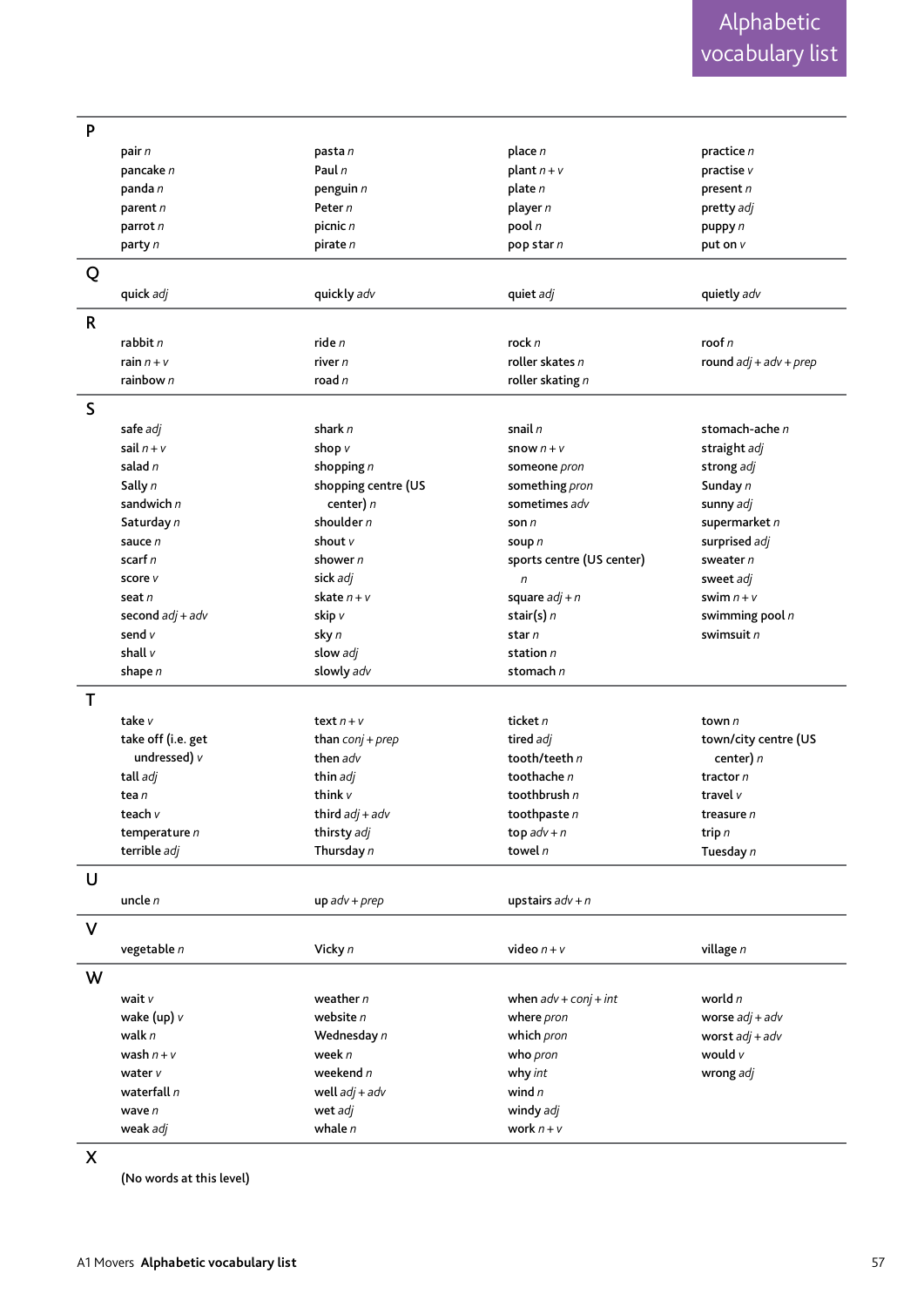# Alphabetic vocabulary list

## P

pair *n*
pancake *n*
panda *n*
parent *n*
parrot *n*
party *n*
pasta *n*
Paul *n*
penguin *n*
Peter *n*
picnic *n*
pirate *n*
place *n*
plant *n + v*
plate *n*
player *n*
pool *n*
pop star *n*
practice *n*
practise *v*
present *n*
pretty *adj*
puppy *n*
put on *v*

## Q

quick *adj*
quickly *adv*
quiet *adj*
quietly *adv*

## R

rabbit *n*
rain *n + v*
rainbow *n*
ride *n*
river *n*
road *n*
rock *n*
roller skates *n*
roller skating *n*
roof *n*
round *adj + adv + prep*

## S

safe *adj*
sail *n + v*
salad *n*
Sally *n*
sandwich *n*
Saturday *n*
sauce *n*
scarf *n*
score *v*
seat *n*
second *adj + adv*
send *v*
shall *v*
shape *n*
shark *n*
shop *v*
shopping *n*
shopping centre (US center) *n*
shoulder *n*
shout *v*
shower *n*
sick *adj*
skate *n + v*
skip *v*
sky *n*
slow *adj*
slowly *adv*
snail *n*
snow *n + v*
someone *pron*
something *pron*
sometimes *adv*
son *n*
soup *n*
sports centre (US center) *n*
square *adj + n*
stair(s) *n*
star *n*
station *n*
stomach *n*
stomach-ache *n*
straight *adj*
strong *adj*
Sunday *n*
sunny *adj*
supermarket *n*
surprised *adj*
sweater *n*
sweet *adj*
swim *n + v*
swimming pool *n*
swimsuit *n*

## T

take *v*
take off (i.e. get undressed) *v*
tall *adj*
tea *n*
teach *v*
temperature *n*
terrible *adj*
text *n + v*
than *conj + prep*
then *adv*
thin *adj*
think *v*
third *adj + adv*
thirsty *adj*
Thursday *n*
ticket *n*
tired *adj*
tooth/teeth *n*
toothache *n*
toothbrush *n*
toothpaste *n*
top *adv + n*
towel *n*
town *n*
town/city centre (US center) *n*
tractor *n*
travel *v*
treasure *n*
trip *n*
Tuesday *n*

## U

uncle *n*
up *adv + prep*
upstairs *adv + n*

## V

vegetable *n*
Vicky *n*
video *n + v*
village *n*

## W

wait *v*
wake (up) *v*
walk *n*
wash *n + v*
water *v*
waterfall *n*
wave *n*
weak *adj*
weather *n*
website *n*
Wednesday *n*
week *n*
weekend *n*
well *adj + adv*
wet *adj*
whale *n*
when *adv + conj + int*
where *pron*
which *pron*
who *pron*
why *int*
wind *n*
windy *adj*
work *n + v*
world *n*
worse *adj + adv*
worst *adj + adv*
would *v*
wrong *adj*

## X

(No words at this level)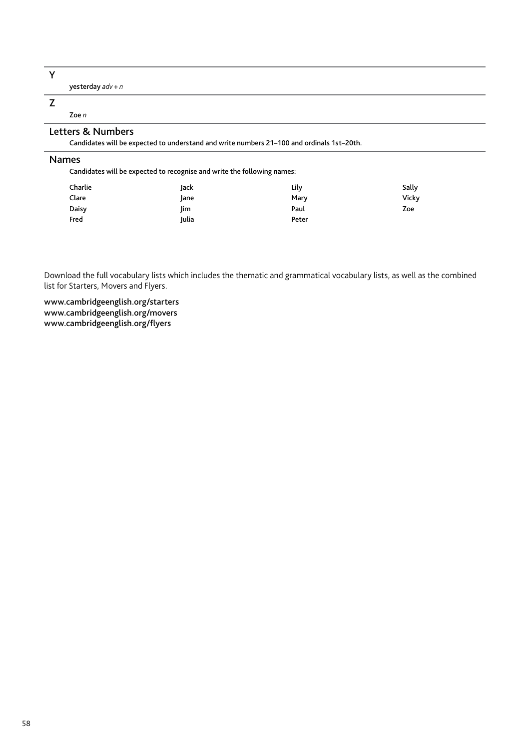## Y

**yesterday** *adv + n*

## Z

**Zoe** *n*

## Letters & Numbers

Candidates will be expected to understand and write numbers 21–100 and ordinals 1st–20th.

## Names

Candidates will be expected to recognise and write the following names:

| | | | |
|---|---|---|---|
| Charlie | Jack | Lily | Sally |
| Clare | Jane | Mary | Vicky |
| Daisy | Jim | Paul | Zoe |
| Fred | Julia | Peter | |

Download the full vocabulary lists which includes the thematic and grammatical vocabulary lists, as well as the combined list for Starters, Movers and Flyers.

www.cambridgeenglish.org/starters
www.cambridgeenglish.org/movers
www.cambridgeenglish.org/flyers